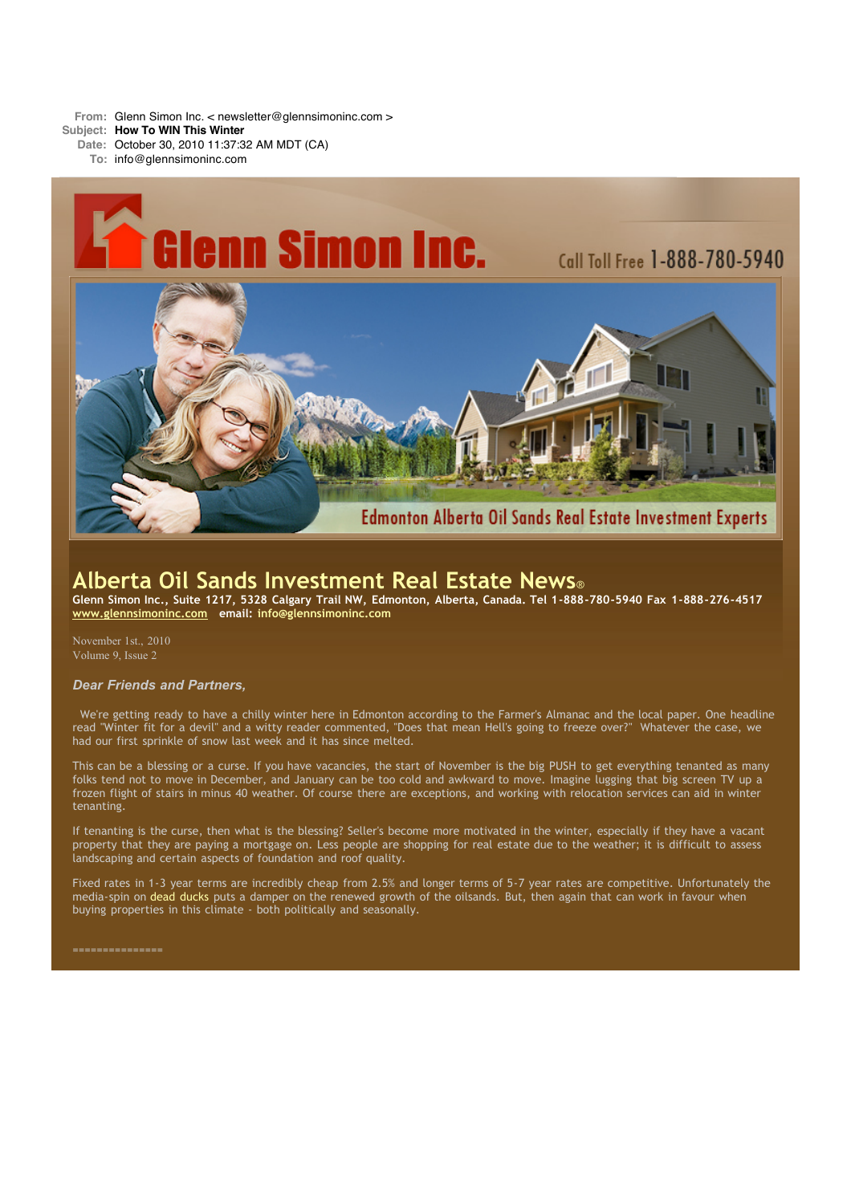**From:** Glenn Simon Inc. < newsletter@glennsimoninc.com >
**Subject:** **How To WIN This Winter**
**Date:** October 30, 2010 11:37:32 AM MDT (CA)
**To:** info@glennsimoninc.com

Glenn Simon Inc.

Call Toll Free 1-888-780-5940

Edmonton Alberta Oil Sands Real Estate Investment Experts

# Alberta Oil Sands Investment Real Estate News®

**Glenn Simon Inc., Suite 1217, 5328 Calgary Trail NW, Edmonton, Alberta, Canada. Tel 1-888-780-5940 Fax 1-888-276-4517**
**www.glennsimoninc.com email: info@glennsimoninc.com**

November 1st., 2010
Volume 9, Issue 2

***Dear Friends and Partners,***

We're getting ready to have a chilly winter here in Edmonton according to the Farmer's Almanac and the local paper. One headline read "Winter fit for a devil" and a witty reader commented, "Does that mean Hell's going to freeze over?" Whatever the case, we had our first sprinkle of snow last week and it has since melted.

This can be a blessing or a curse. If you have vacancies, the start of November is the big PUSH to get everything tenanted as many folks tend not to move in December, and January can be too cold and awkward to move. Imagine lugging that big screen TV up a frozen flight of stairs in minus 40 weather. Of course there are exceptions, and working with relocation services can aid in winter tenanting.

If tenanting is the curse, then what is the blessing? Seller's become more motivated in the winter, especially if they have a vacant property that they are paying a mortgage on. Less people are shopping for real estate due to the weather; it is difficult to assess landscaping and certain aspects of foundation and roof quality.

Fixed rates in 1-3 year terms are incredibly cheap from 2.5% and longer terms of 5-7 year rates are competitive. Unfortunately the media-spin on dead ducks puts a damper on the renewed growth of the oilsands. But, then again that can work in favour when buying properties in this climate - both politically and seasonally.

===============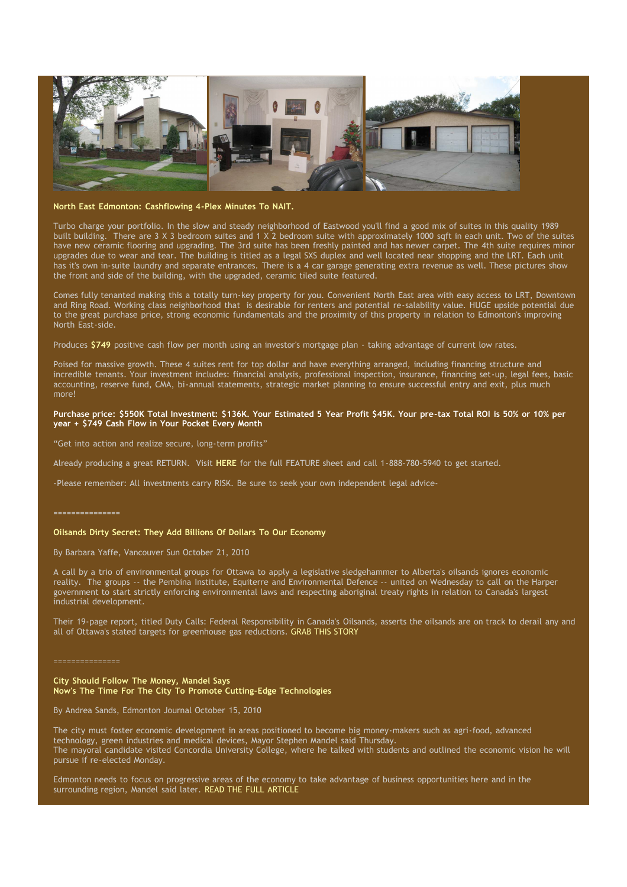**North East Edmonton: Cashflowing 4-Plex Minutes To NAIT.**

Turbo charge your portfolio. In the slow and steady neighborhood of Eastwood you'll find a good mix of suites in this quality 1989 built building. There are 3 X 3 bedroom suites and 1 X 2 bedroom suite with approximately 1000 sqft in each unit. Two of the suites have new ceramic flooring and upgrading. The 3rd suite has been freshly painted and has newer carpet. The 4th suite requires minor upgrades due to wear and tear. The building is titled as a legal SXS duplex and well located near shopping and the LRT. Each unit has it's own in-suite laundry and separate entrances. There is a 4 car garage generating extra revenue as well. These pictures show the front and side of the building, with the upgraded, ceramic tiled suite featured.

Comes fully tenanted making this a totally turn-key property for you. Convenient North East area with easy access to LRT, Downtown and Ring Road. Working class neighborhood that is desirable for renters and potential re-salability value. HUGE upside potential due to the great purchase price, strong economic fundamentals and the proximity of this property in relation to Edmonton's improving North East-side.

Produces **$749** positive cash flow per month using an investor's mortgage plan - taking advantage of current low rates.

Poised for massive growth. These 4 suites rent for top dollar and have everything arranged, including financing structure and incredible tenants. Your investment includes: financial analysis, professional inspection, insurance, financing set-up, legal fees, basic accounting, reserve fund, CMA, bi-annual statements, strategic market planning to ensure successful entry and exit, plus much more!

**Purchase price: $550K Total Investment: $136K. Your Estimated 5 Year Profit $45K. Your pre-tax Total ROI is 50% or 10% per year + $749 Cash Flow in Your Pocket Every Month**

“Get into action and realize secure, long-term profits”

Already producing a great RETURN. Visit **HERE** for the full FEATURE sheet and call 1-888-780-5940 to get started.

-Please remember: All investments carry RISK. Be sure to seek your own independent legal advice-

===============

**Oilsands Dirty Secret: They Add Billions Of Dollars To Our Economy**

By Barbara Yaffe, Vancouver Sun October 21, 2010

A call by a trio of environmental groups for Ottawa to apply a legislative sledgehammer to Alberta's oilsands ignores economic reality. The groups -- the Pembina Institute, Equiterre and Environmental Defence -- united on Wednesday to call on the Harper government to start strictly enforcing environmental laws and respecting aboriginal treaty rights in relation to Canada's largest industrial development.

Their 19-page report, titled Duty Calls: Federal Responsibility in Canada's Oilsands, asserts the oilsands are on track to derail any and all of Ottawa's stated targets for greenhouse gas reductions. GRAB THIS STORY

===============

**City Should Follow The Money, Mandel Says**
**Now's The Time For The City To Promote Cutting-Edge Technologies**

By Andrea Sands, Edmonton Journal October 15, 2010

The city must foster economic development in areas positioned to become big money-makers such as agri-food, advanced technology, green industries and medical devices, Mayor Stephen Mandel said Thursday.
The mayoral candidate visited Concordia University College, where he talked with students and outlined the economic vision he will pursue if re-elected Monday.

Edmonton needs to focus on progressive areas of the economy to take advantage of business opportunities here and in the surrounding region, Mandel said later. READ THE FULL ARTICLE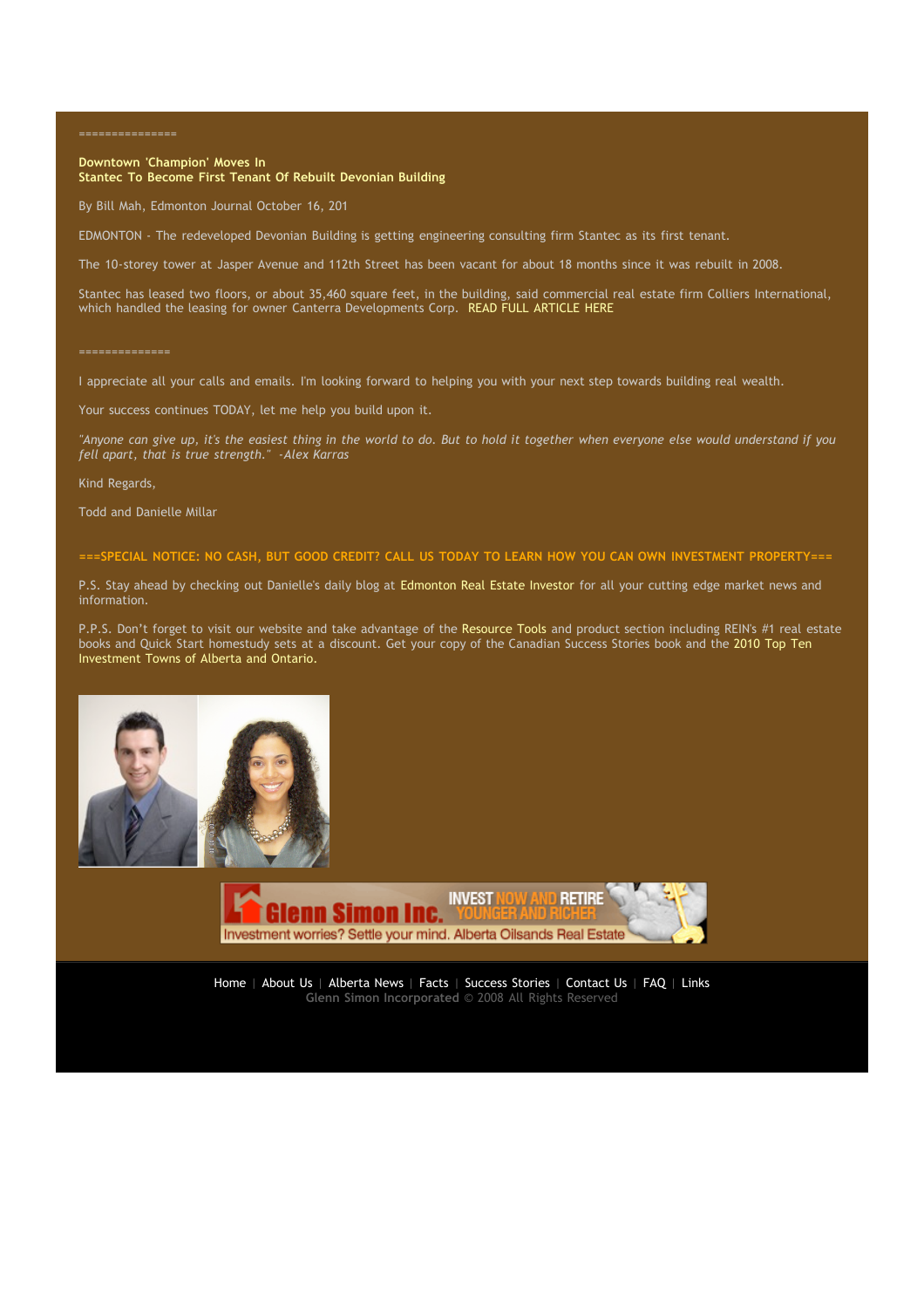===============

**Downtown 'Champion' Moves In**
**Stantec To Become First Tenant Of Rebuilt Devonian Building**

By Bill Mah, Edmonton Journal October 16, 201

EDMONTON - The redeveloped Devonian Building is getting engineering consulting firm Stantec as its first tenant.

The 10-storey tower at Jasper Avenue and 112th Street has been vacant for about 18 months since it was rebuilt in 2008.

Stantec has leased two floors, or about 35,460 square feet, in the building, said commercial real estate firm Colliers International, which handled the leasing for owner Canterra Developments Corp. READ FULL ARTICLE HERE

==============

I appreciate all your calls and emails. I'm looking forward to helping you with your next step towards building real wealth.

Your success continues TODAY, let me help you build upon it.

*"Anyone can give up, it's the easiest thing in the world to do. But to hold it together when everyone else would understand if you fell apart, that is true strength." -Alex Karras*

Kind Regards,

Todd and Danielle Millar

**===SPECIAL NOTICE: NO CASH, BUT GOOD CREDIT? CALL US TODAY TO LEARN HOW YOU CAN OWN INVESTMENT PROPERTY===**

P.S. Stay ahead by checking out Danielle's daily blog at Edmonton Real Estate Investor for all your cutting edge market news and information.

P.P.S. Don't forget to visit our website and take advantage of the Resource Tools and product section including REIN's #1 real estate books and Quick Start homestudy sets at a discount. Get your copy of the Canadian Success Stories book and the 2010 Top Ten Investment Towns of Alberta and Ontario.

Home | About Us | Alberta News | Facts | Success Stories | Contact Us | FAQ | Links
Glenn Simon Incorporated © 2008 All Rights Reserved